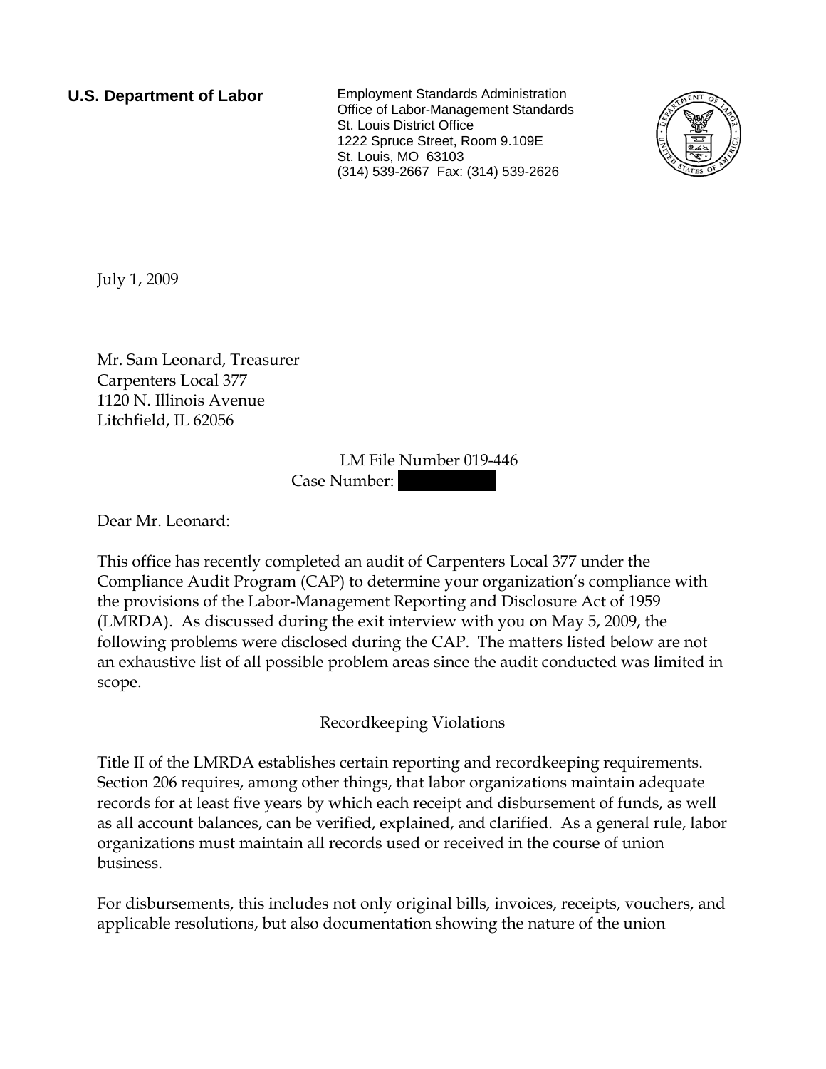**U.S. Department of Labor**

Employment Standards Administration
Office of Labor-Management Standards
St. Louis District Office
1222 Spruce Street, Room 9.109E
St. Louis, MO 63103
(314) 539-2667 Fax: (314) 539-2626

July 1, 2009

Mr. Sam Leonard, Treasurer
Carpenters Local 377
1120 N. Illinois Avenue
Litchfield, IL 62056

LM File Number 019-446
Case Number: [redacted]

Dear Mr. Leonard:

This office has recently completed an audit of Carpenters Local 377 under the Compliance Audit Program (CAP) to determine your organization's compliance with the provisions of the Labor-Management Reporting and Disclosure Act of 1959 (LMRDA). As discussed during the exit interview with you on May 5, 2009, the following problems were disclosed during the CAP. The matters listed below are not an exhaustive list of all possible problem areas since the audit conducted was limited in scope.

## Recordkeeping Violations

Title II of the LMRDA establishes certain reporting and recordkeeping requirements. Section 206 requires, among other things, that labor organizations maintain adequate records for at least five years by which each receipt and disbursement of funds, as well as all account balances, can be verified, explained, and clarified. As a general rule, labor organizations must maintain all records used or received in the course of union business.

For disbursements, this includes not only original bills, invoices, receipts, vouchers, and applicable resolutions, but also documentation showing the nature of the union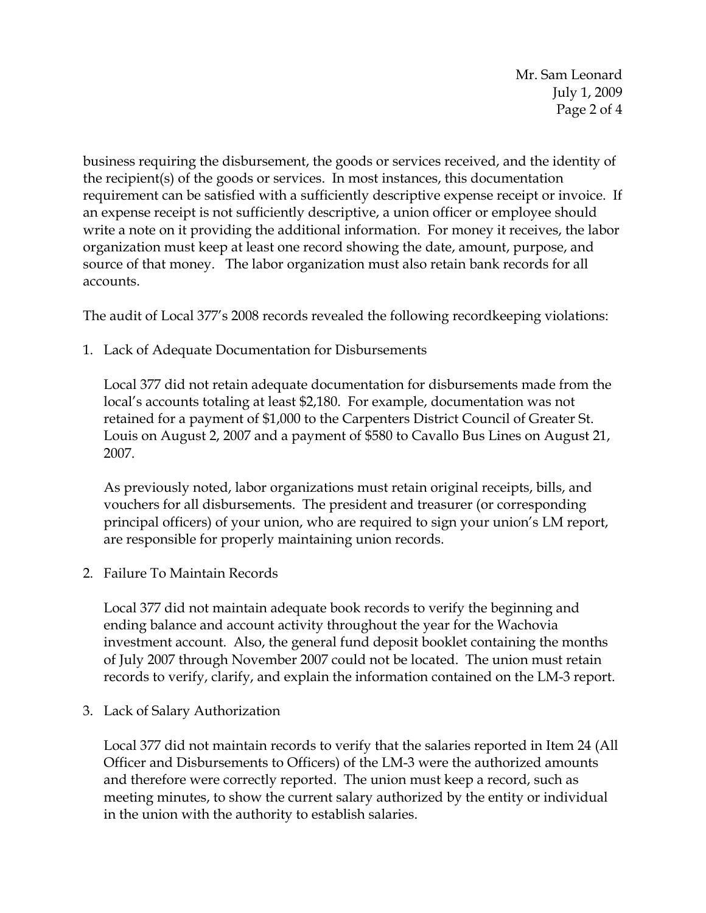business requiring the disbursement, the goods or services received, and the identity of the recipient(s) of the goods or services. In most instances, this documentation requirement can be satisfied with a sufficiently descriptive expense receipt or invoice. If an expense receipt is not sufficiently descriptive, a union officer or employee should write a note on it providing the additional information. For money it receives, the labor organization must keep at least one record showing the date, amount, purpose, and source of that money. The labor organization must also retain bank records for all accounts.

The audit of Local 377's 2008 records revealed the following recordkeeping violations:

1. Lack of Adequate Documentation for Disbursements

   Local 377 did not retain adequate documentation for disbursements made from the local's accounts totaling at least $2,180. For example, documentation was not retained for a payment of $1,000 to the Carpenters District Council of Greater St. Louis on August 2, 2007 and a payment of $580 to Cavallo Bus Lines on August 21, 2007.

   As previously noted, labor organizations must retain original receipts, bills, and vouchers for all disbursements. The president and treasurer (or corresponding principal officers) of your union, who are required to sign your union's LM report, are responsible for properly maintaining union records.

2. Failure To Maintain Records

   Local 377 did not maintain adequate book records to verify the beginning and ending balance and account activity throughout the year for the Wachovia investment account. Also, the general fund deposit booklet containing the months of July 2007 through November 2007 could not be located. The union must retain records to verify, clarify, and explain the information contained on the LM-3 report.

3. Lack of Salary Authorization

   Local 377 did not maintain records to verify that the salaries reported in Item 24 (All Officer and Disbursements to Officers) of the LM-3 were the authorized amounts and therefore were correctly reported. The union must keep a record, such as meeting minutes, to show the current salary authorized by the entity or individual in the union with the authority to establish salaries.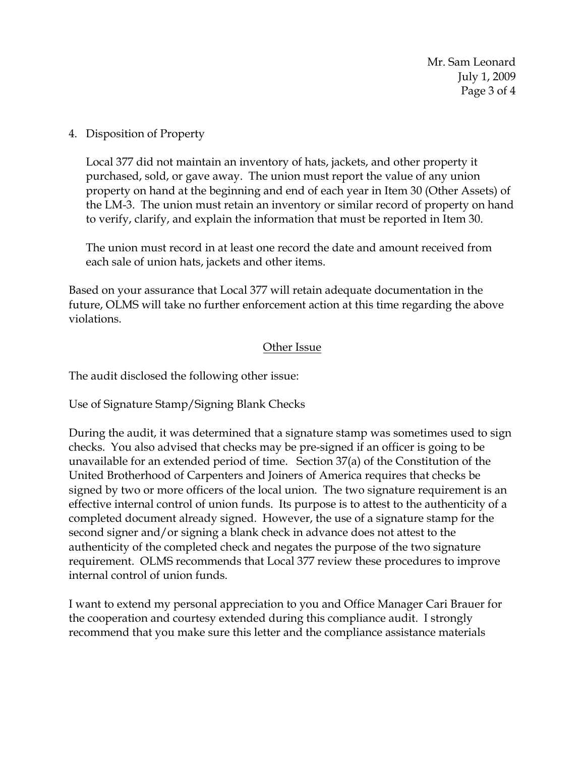4. Disposition of Property

   Local 377 did not maintain an inventory of hats, jackets, and other property it purchased, sold, or gave away. The union must report the value of any union property on hand at the beginning and end of each year in Item 30 (Other Assets) of the LM-3. The union must retain an inventory or similar record of property on hand to verify, clarify, and explain the information that must be reported in Item 30.

   The union must record in at least one record the date and amount received from each sale of union hats, jackets and other items.

Based on your assurance that Local 377 will retain adequate documentation in the future, OLMS will take no further enforcement action at this time regarding the above violations.

## Other Issue

The audit disclosed the following other issue:

Use of Signature Stamp/Signing Blank Checks

During the audit, it was determined that a signature stamp was sometimes used to sign checks. You also advised that checks may be pre-signed if an officer is going to be unavailable for an extended period of time. Section 37(a) of the Constitution of the United Brotherhood of Carpenters and Joiners of America requires that checks be signed by two or more officers of the local union. The two signature requirement is an effective internal control of union funds. Its purpose is to attest to the authenticity of a completed document already signed. However, the use of a signature stamp for the second signer and/or signing a blank check in advance does not attest to the authenticity of the completed check and negates the purpose of the two signature requirement. OLMS recommends that Local 377 review these procedures to improve internal control of union funds.

I want to extend my personal appreciation to you and Office Manager Cari Brauer for the cooperation and courtesy extended during this compliance audit. I strongly recommend that you make sure this letter and the compliance assistance materials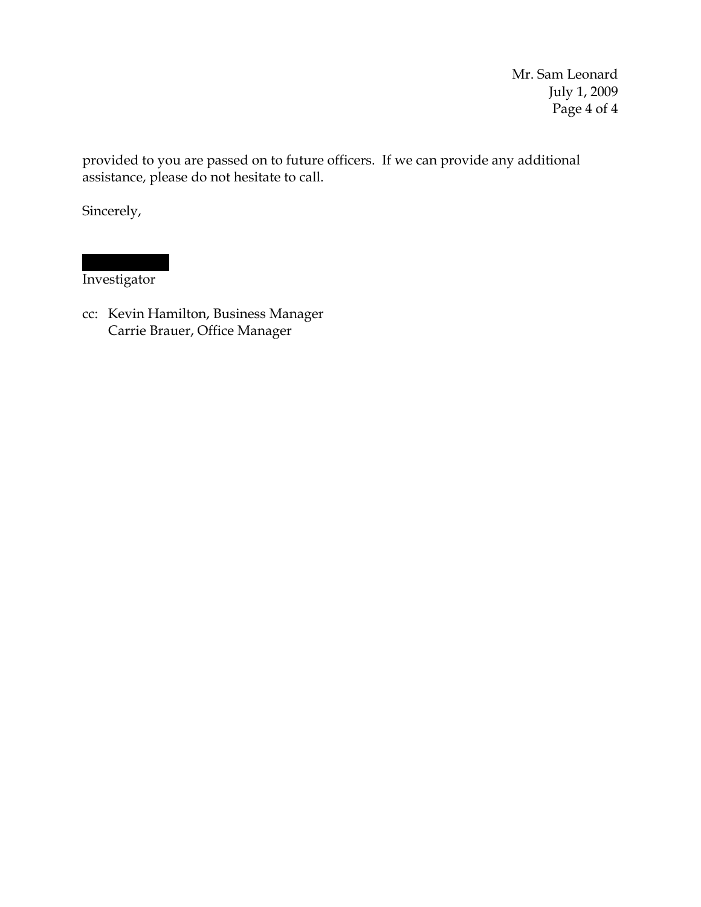provided to you are passed on to future officers. If we can provide any additional assistance, please do not hesitate to call.

Sincerely,

Investigator

cc: Kevin Hamilton, Business Manager
Carrie Brauer, Office Manager